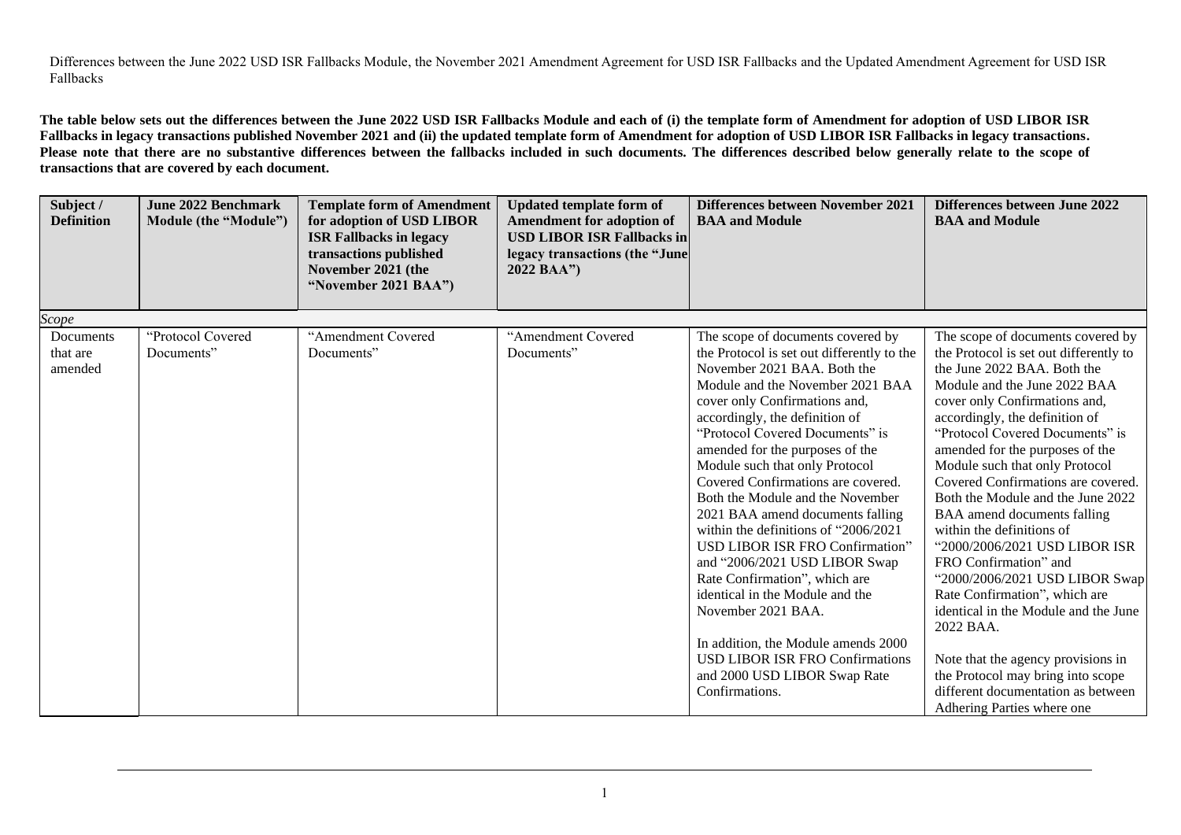Differences between the June 2022 USD ISR Fallbacks Module, the November 2021 Amendment Agreement for USD ISR Fallbacks and the Updated Amendment Agreement for USD ISR Fallbacks

**The table below sets out the differences between the June 2022 USD ISR Fallbacks Module and each of (i) the template form of Amendment for adoption of USD LIBOR ISR Fallbacks in legacy transactions published November 2021 and (ii) the updated template form of Amendment for adoption of USD LIBOR ISR Fallbacks in legacy transactions. Please note that there are no substantive differences between the fallbacks included in such documents. The differences described below generally relate to the scope of transactions that are covered by each document.**

| Subject / Definition | June 2022 Benchmark Module (the "Module") | Template form of Amendment for adoption of USD LIBOR ISR Fallbacks in legacy transactions published November 2021 (the "November 2021 BAA") | Updated template form of Amendment for adoption of USD LIBOR ISR Fallbacks in legacy transactions (the "June 2022 BAA") | Differences between November 2021 BAA and Module | Differences between June 2022 BAA and Module |
|---|---|---|---|---|---|
| *Scope* | | | | | |
| Documents that are amended | "Protocol Covered Documents" | "Amendment Covered Documents" | "Amendment Covered Documents" | The scope of documents covered by the Protocol is set out differently to the November 2021 BAA. Both the Module and the November 2021 BAA cover only Confirmations and, accordingly, the definition of "Protocol Covered Documents" is amended for the purposes of the Module such that only Protocol Covered Confirmations are covered. Both the Module and the November 2021 BAA amend documents falling within the definitions of "2006/2021 USD LIBOR ISR FRO Confirmation" and "2006/2021 USD LIBOR Swap Rate Confirmation", which are identical in the Module and the November 2021 BAA.<br><br>In addition, the Module amends 2000 USD LIBOR ISR FRO Confirmations and 2000 USD LIBOR Swap Rate Confirmations. | The scope of documents covered by the Protocol is set out differently to the June 2022 BAA. Both the Module and the June 2022 BAA cover only Confirmations and, accordingly, the definition of "Protocol Covered Documents" is amended for the purposes of the Module such that only Protocol Covered Confirmations are covered. Both the Module and the June 2022 BAA amend documents falling within the definitions of "2000/2006/2021 USD LIBOR ISR FRO Confirmation" and "2000/2006/2021 USD LIBOR Swap Rate Confirmation", which are identical in the Module and the June 2022 BAA.<br><br>Note that the agency provisions in the Protocol may bring into scope different documentation as between Adhering Parties where one |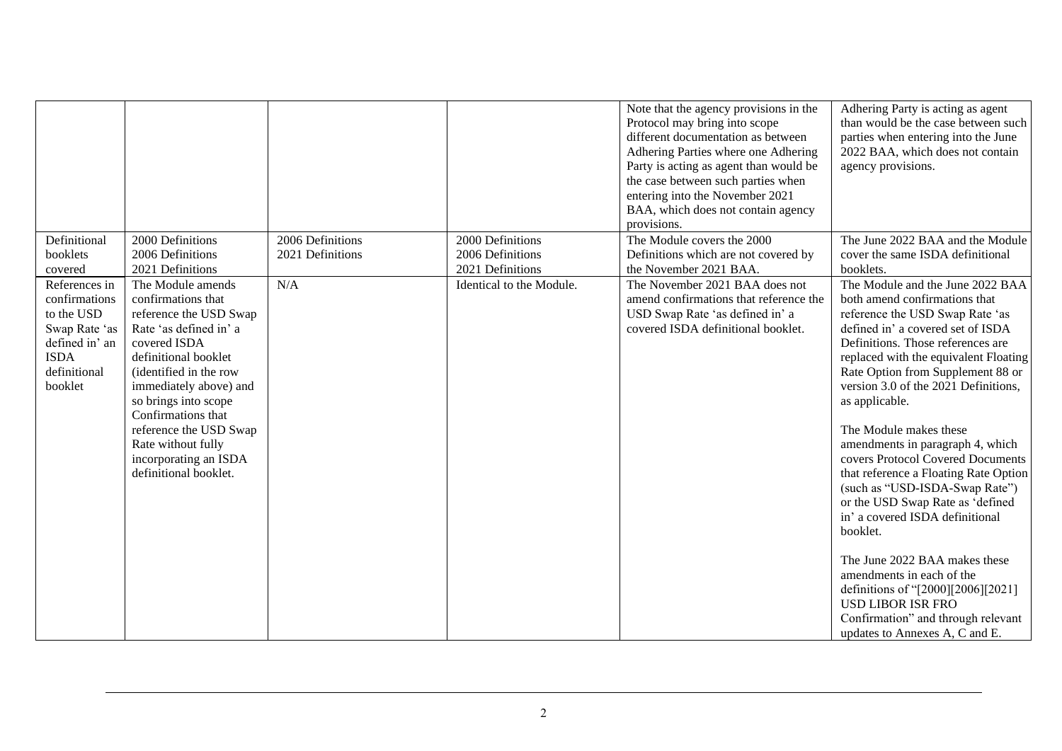| | | | | | |
|---|---|---|---|---|---|
| | | | | Note that the agency provisions in the Protocol may bring into scope different documentation as between Adhering Parties where one Adhering Party is acting as agent than would be the case between such parties when entering into the November 2021 BAA, which does not contain agency provisions. | Adhering Party is acting as agent than would be the case between such parties when entering into the June 2022 BAA, which does not contain agency provisions. |
| Definitional booklets covered | 2000 Definitions<br>2006 Definitions<br>2021 Definitions | 2006 Definitions<br>2021 Definitions | 2000 Definitions<br>2006 Definitions<br>2021 Definitions | The Module covers the 2000 Definitions which are not covered by the November 2021 BAA. | The June 2022 BAA and the Module cover the same ISDA definitional booklets. |
| References in confirmations to the USD Swap Rate 'as defined in' an ISDA definitional booklet | The Module amends confirmations that reference the USD Swap Rate 'as defined in' a covered ISDA definitional booklet (identified in the row immediately above) and so brings into scope Confirmations that reference the USD Swap Rate without fully incorporating an ISDA definitional booklet. | N/A | Identical to the Module. | The November 2021 BAA does not amend confirmations that reference the USD Swap Rate 'as defined in' a covered ISDA definitional booklet. | The Module and the June 2022 BAA both amend confirmations that reference the USD Swap Rate 'as defined in' a covered set of ISDA Definitions. Those references are replaced with the equivalent Floating Rate Option from Supplement 88 or version 3.0 of the 2021 Definitions, as applicable.<br><br>The Module makes these amendments in paragraph 4, which covers Protocol Covered Documents that reference a Floating Rate Option (such as "USD-ISDA-Swap Rate") or the USD Swap Rate as 'defined in' a covered ISDA definitional booklet.<br><br>The June 2022 BAA makes these amendments in each of the definitions of "[2000][2006][2021] USD LIBOR ISR FRO Confirmation" and through relevant updates to Annexes A, C and E. |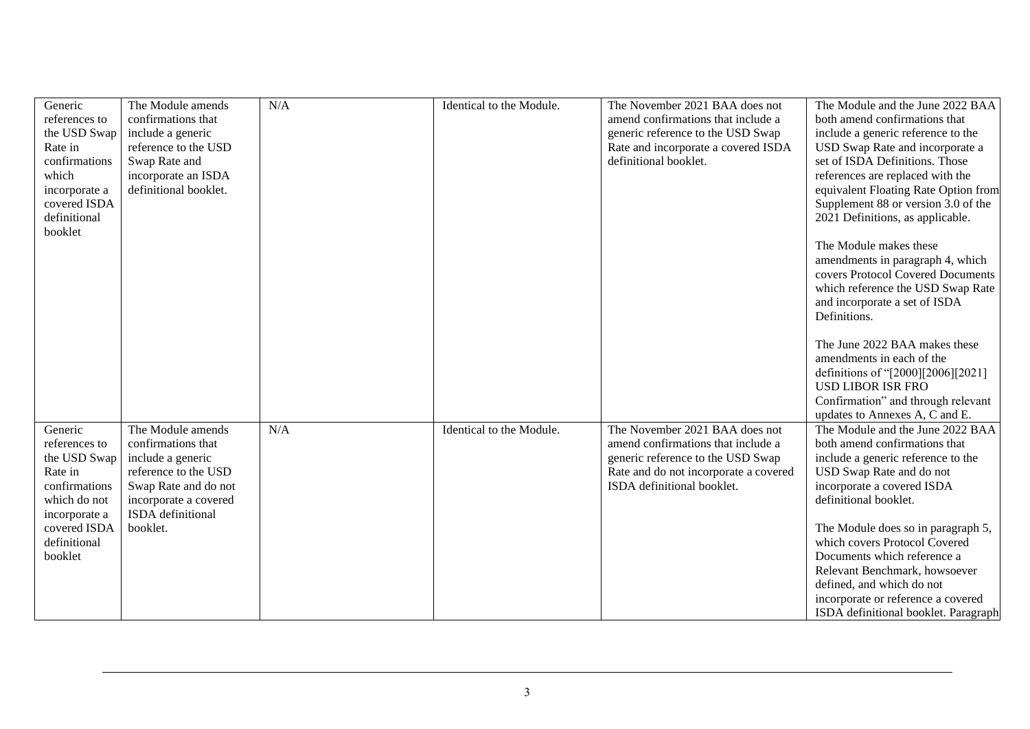| | | | | | |
|---|---|---|---|---|---|
| Generic references to the USD Swap Rate in confirmations which incorporate a covered ISDA definitional booklet | The Module amends confirmations that include a generic reference to the USD Swap Rate and incorporate an ISDA definitional booklet. | N/A | Identical to the Module. | The November 2021 BAA does not amend confirmations that include a generic reference to the USD Swap Rate and incorporate a covered ISDA definitional booklet. | The Module and the June 2022 BAA both amend confirmations that include a generic reference to the USD Swap Rate and incorporate a set of ISDA Definitions. Those references are replaced with the equivalent Floating Rate Option from Supplement 88 or version 3.0 of the 2021 Definitions, as applicable.<br><br>The Module makes these amendments in paragraph 4, which covers Protocol Covered Documents which reference the USD Swap Rate and incorporate a set of ISDA Definitions.<br><br>The June 2022 BAA makes these amendments in each of the definitions of "[2000][2006][2021] USD LIBOR ISR FRO Confirmation" and through relevant updates to Annexes A, C and E. |
| Generic references to the USD Swap Rate in confirmations which do not incorporate a covered ISDA definitional booklet | The Module amends confirmations that include a generic reference to the USD Swap Rate and do not incorporate a covered ISDA definitional booklet. | N/A | Identical to the Module. | The November 2021 BAA does not amend confirmations that include a generic reference to the USD Swap Rate and do not incorporate a covered ISDA definitional booklet. | The Module and the June 2022 BAA both amend confirmations that include a generic reference to the USD Swap Rate and do not incorporate a covered ISDA definitional booklet.<br><br>The Module does so in paragraph 5, which covers Protocol Covered Documents which reference a Relevant Benchmark, howsoever defined, and which do not incorporate or reference a covered ISDA definitional booklet. Paragraph |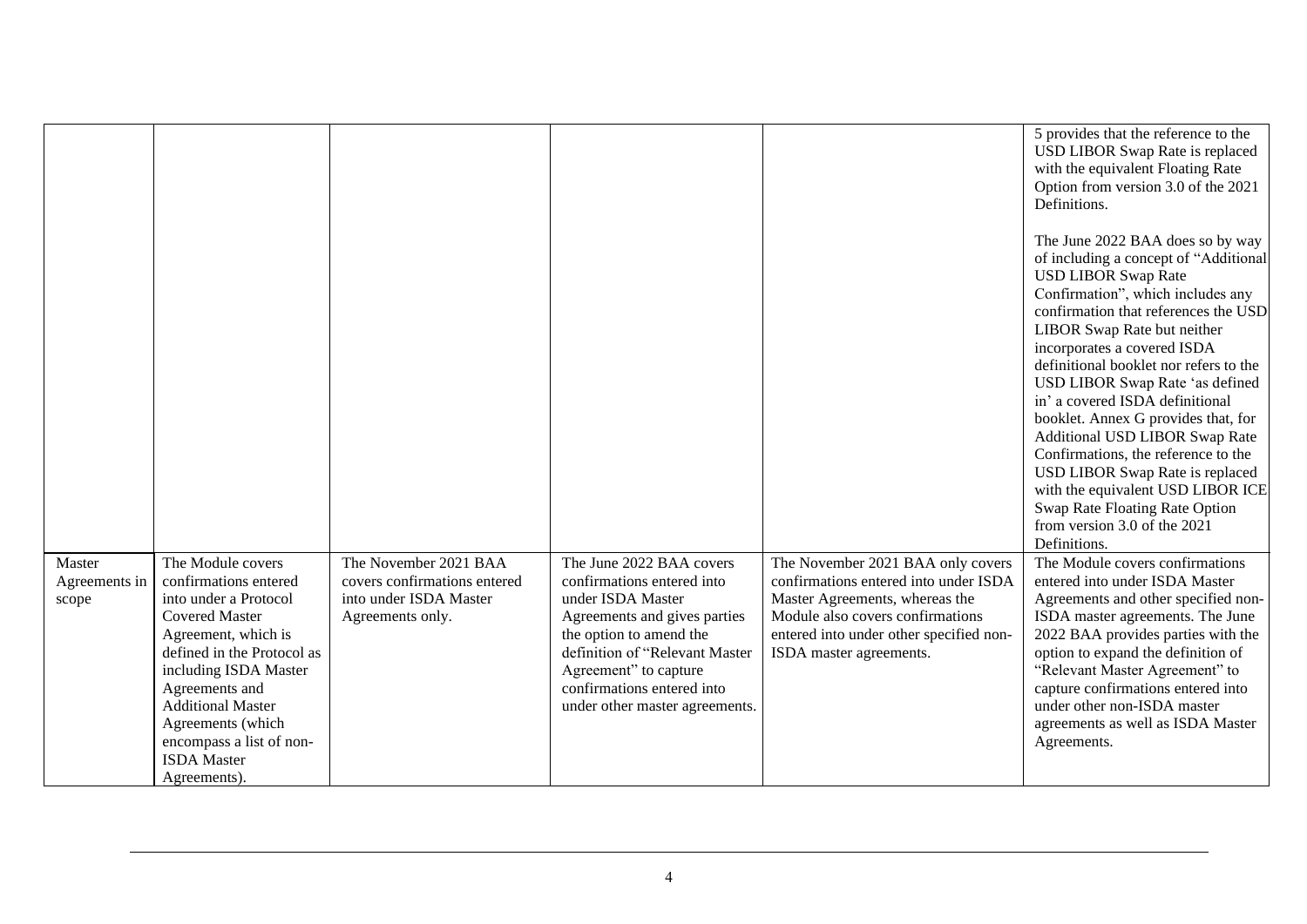| | | | | | |
|---|---|---|---|---|---|
| | | | | | 5 provides that the reference to the USD LIBOR Swap Rate is replaced with the equivalent Floating Rate Option from version 3.0 of the 2021 Definitions.<br><br>The June 2022 BAA does so by way of including a concept of "Additional USD LIBOR Swap Rate Confirmation", which includes any confirmation that references the USD LIBOR Swap Rate but neither incorporates a covered ISDA definitional booklet nor refers to the USD LIBOR Swap Rate 'as defined in' a covered ISDA definitional booklet. Annex G provides that, for Additional USD LIBOR Swap Rate Confirmations, the reference to the USD LIBOR Swap Rate is replaced with the equivalent USD LIBOR ICE Swap Rate Floating Rate Option from version 3.0 of the 2021 Definitions. |
| Master Agreements in scope | The Module covers confirmations entered into under a Protocol Covered Master Agreement, which is defined in the Protocol as including ISDA Master Agreements and Additional Master Agreements (which encompass a list of non-ISDA Master Agreements). | The November 2021 BAA covers confirmations entered into under ISDA Master Agreements only. | The June 2022 BAA covers confirmations entered into under ISDA Master Agreements and gives parties the option to amend the definition of "Relevant Master Agreement" to capture confirmations entered into under other master agreements. | The November 2021 BAA only covers confirmations entered into under ISDA Master Agreements, whereas the Module also covers confirmations entered into under other specified non-ISDA master agreements. | The Module covers confirmations entered into under ISDA Master Agreements and other specified non-ISDA master agreements. The June 2022 BAA provides parties with the option to expand the definition of "Relevant Master Agreement" to capture confirmations entered into under other non-ISDA master agreements as well as ISDA Master Agreements. |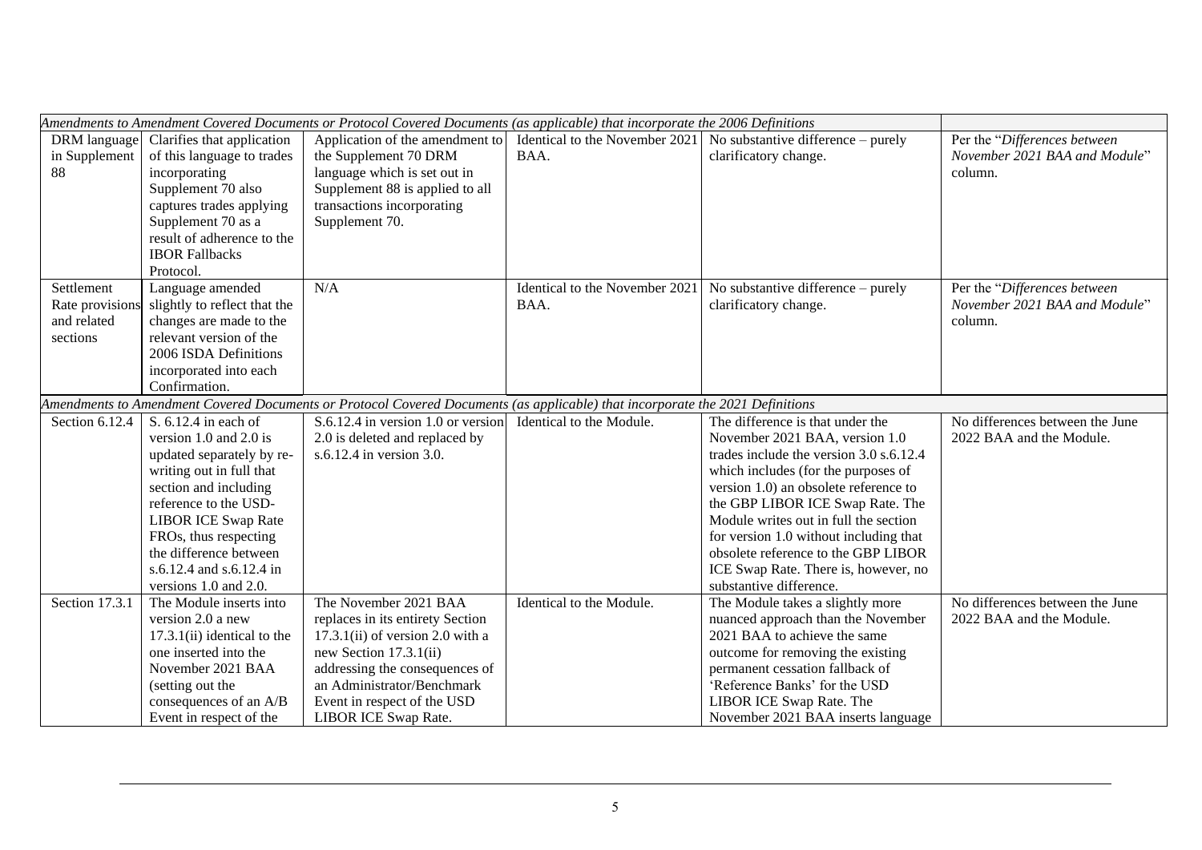| | | | | | |
|---|---|---|---|---|---|
| *Amendments to Amendment Covered Documents or Protocol Covered Documents (as applicable) that incorporate the 2006 Definitions* | | | | | |
| DRM language in Supplement 88 | Clarifies that application of this language to trades incorporating Supplement 70 also captures trades applying Supplement 70 as a result of adherence to the IBOR Fallbacks Protocol. | Application of the amendment to the Supplement 70 DRM language which is set out in Supplement 88 is applied to all transactions incorporating Supplement 70. | Identical to the November 2021 BAA. | No substantive difference – purely clarificatory change. | Per the "*Differences between November 2021 BAA and Module*" column. |
| Settlement Rate provisions and related sections | Language amended slightly to reflect that the changes are made to the relevant version of the 2006 ISDA Definitions incorporated into each Confirmation. | N/A | Identical to the November 2021 BAA. | No substantive difference – purely clarificatory change. | Per the "*Differences between November 2021 BAA and Module*" column. |
| *Amendments to Amendment Covered Documents or Protocol Covered Documents (as applicable) that incorporate the 2021 Definitions* | | | | | |
| Section 6.12.4 | S. 6.12.4 in each of version 1.0 and 2.0 is updated separately by re-writing out in full that section and including reference to the USD-LIBOR ICE Swap Rate FROs, thus respecting the difference between s.6.12.4 and s.6.12.4 in versions 1.0 and 2.0. | S.6.12.4 in version 1.0 or version 2.0 is deleted and replaced by s.6.12.4 in version 3.0. | Identical to the Module. | The difference is that under the November 2021 BAA, version 1.0 trades include the version 3.0 s.6.12.4 which includes (for the purposes of version 1.0) an obsolete reference to the GBP LIBOR ICE Swap Rate. The Module writes out in full the section for version 1.0 without including that obsolete reference to the GBP LIBOR ICE Swap Rate. There is, however, no substantive difference. | No differences between the June 2022 BAA and the Module. |
| Section 17.3.1 | The Module inserts into version 2.0 a new 17.3.1(ii) identical to the one inserted into the November 2021 BAA (setting out the consequences of an A/B Event in respect of the | The November 2021 BAA replaces in its entirety Section 17.3.1(ii) of version 2.0 with a new Section 17.3.1(ii) addressing the consequences of an Administrator/Benchmark Event in respect of the USD LIBOR ICE Swap Rate. | Identical to the Module. | The Module takes a slightly more nuanced approach than the November 2021 BAA to achieve the same outcome for removing the existing permanent cessation fallback of 'Reference Banks' for the USD LIBOR ICE Swap Rate. The November 2021 BAA inserts language | No differences between the June 2022 BAA and the Module. |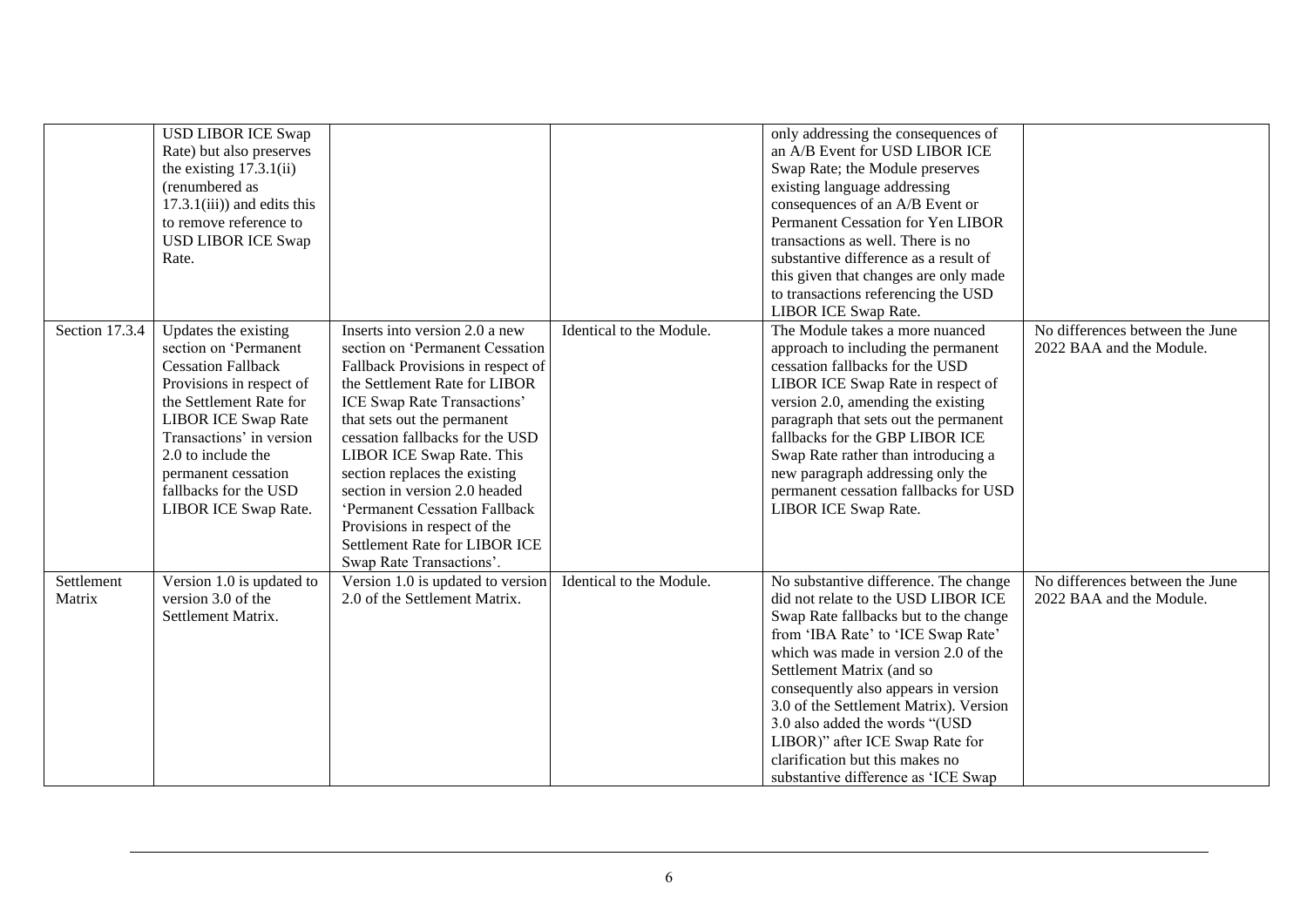| | | | | | |
|---|---|---|---|---|---|
| | USD LIBOR ICE Swap Rate) but also preserves the existing 17.3.1(ii) (renumbered as 17.3.1(iii)) and edits this to remove reference to USD LIBOR ICE Swap Rate. | | | only addressing the consequences of an A/B Event for USD LIBOR ICE Swap Rate; the Module preserves existing language addressing consequences of an A/B Event or Permanent Cessation for Yen LIBOR transactions as well. There is no substantive difference as a result of this given that changes are only made to transactions referencing the USD LIBOR ICE Swap Rate. | |
| Section 17.3.4 | Updates the existing section on 'Permanent Cessation Fallback Provisions in respect of the Settlement Rate for LIBOR ICE Swap Rate Transactions' in version 2.0 to include the permanent cessation fallbacks for the USD LIBOR ICE Swap Rate. | Inserts into version 2.0 a new section on 'Permanent Cessation Fallback Provisions in respect of the Settlement Rate for LIBOR ICE Swap Rate Transactions' that sets out the permanent cessation fallbacks for the USD LIBOR ICE Swap Rate. This section replaces the existing section in version 2.0 headed 'Permanent Cessation Fallback Provisions in respect of the Settlement Rate for LIBOR ICE Swap Rate Transactions'. | Identical to the Module. | The Module takes a more nuanced approach to including the permanent cessation fallbacks for the USD LIBOR ICE Swap Rate in respect of version 2.0, amending the existing paragraph that sets out the permanent fallbacks for the GBP LIBOR ICE Swap Rate rather than introducing a new paragraph addressing only the permanent cessation fallbacks for USD LIBOR ICE Swap Rate. | No differences between the June 2022 BAA and the Module. |
| Settlement Matrix | Version 1.0 is updated to version 3.0 of the Settlement Matrix. | Version 1.0 is updated to version 2.0 of the Settlement Matrix. | Identical to the Module. | No substantive difference. The change did not relate to the USD LIBOR ICE Swap Rate fallbacks but to the change from 'IBA Rate' to 'ICE Swap Rate' which was made in version 2.0 of the Settlement Matrix (and so consequently also appears in version 3.0 of the Settlement Matrix). Version 3.0 also added the words "(USD LIBOR)" after ICE Swap Rate for clarification but this makes no substantive difference as 'ICE Swap | No differences between the June 2022 BAA and the Module. |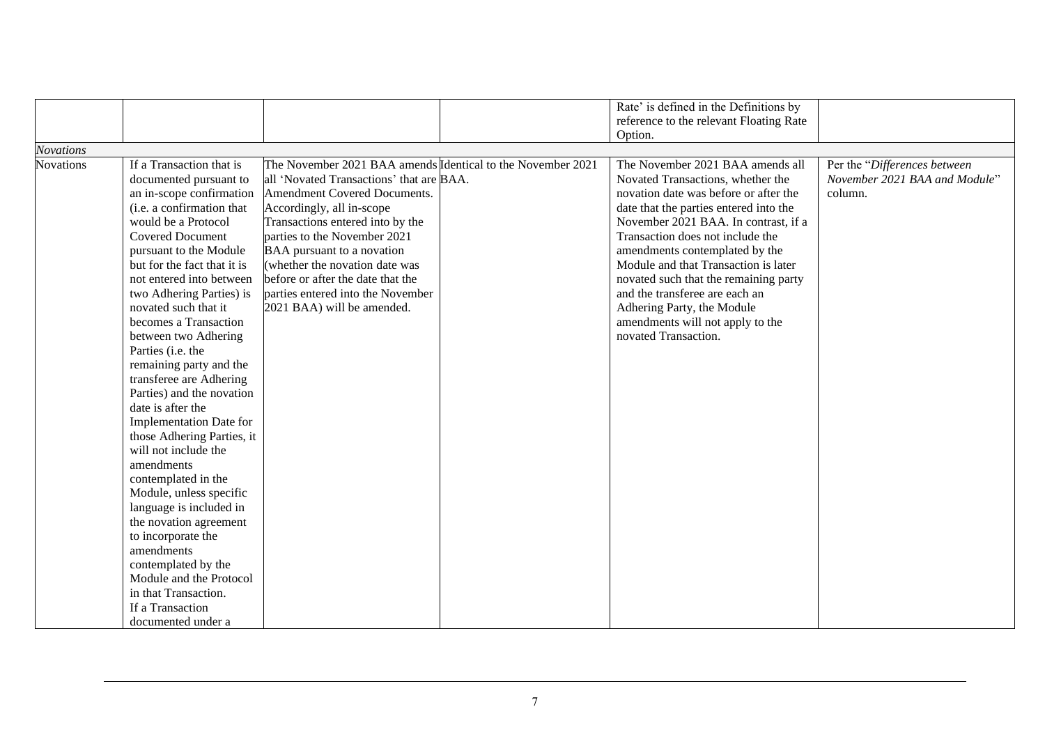| | | | | | |
|---|---|---|---|---|---|
| | | | | Rate' is defined in the Definitions by reference to the relevant Floating Rate Option. | |
| *Novations* | | | | | |
| Novations | If a Transaction that is documented pursuant to an in-scope confirmation (i.e. a confirmation that would be a Protocol Covered Document pursuant to the Module but for the fact that it is not entered into between two Adhering Parties) is novated such that it becomes a Transaction between two Adhering Parties (i.e. the remaining party and the transferee are Adhering Parties) and the novation date is after the Implementation Date for those Adhering Parties, it will not include the amendments contemplated in the Module, unless specific language is included in the novation agreement to incorporate the amendments contemplated by the Module and the Protocol in that Transaction. If a Transaction documented under a | The November 2021 BAA amends all 'Novated Transactions' that are Amendment Covered Documents. Accordingly, all in-scope Transactions entered into by the parties to the November 2021 BAA pursuant to a novation (whether the novation date was before or after the date that the parties entered into the November 2021 BAA) will be amended. | Identical to the November 2021 BAA. | The November 2021 BAA amends all Novated Transactions, whether the novation date was before or after the date that the parties entered into the November 2021 BAA. In contrast, if a Transaction does not include the amendments contemplated by the Module and that Transaction is later novated such that the remaining party and the transferee are each an Adhering Party, the Module amendments will not apply to the novated Transaction. | Per the "*Differences between November 2021 BAA and Module*" column. |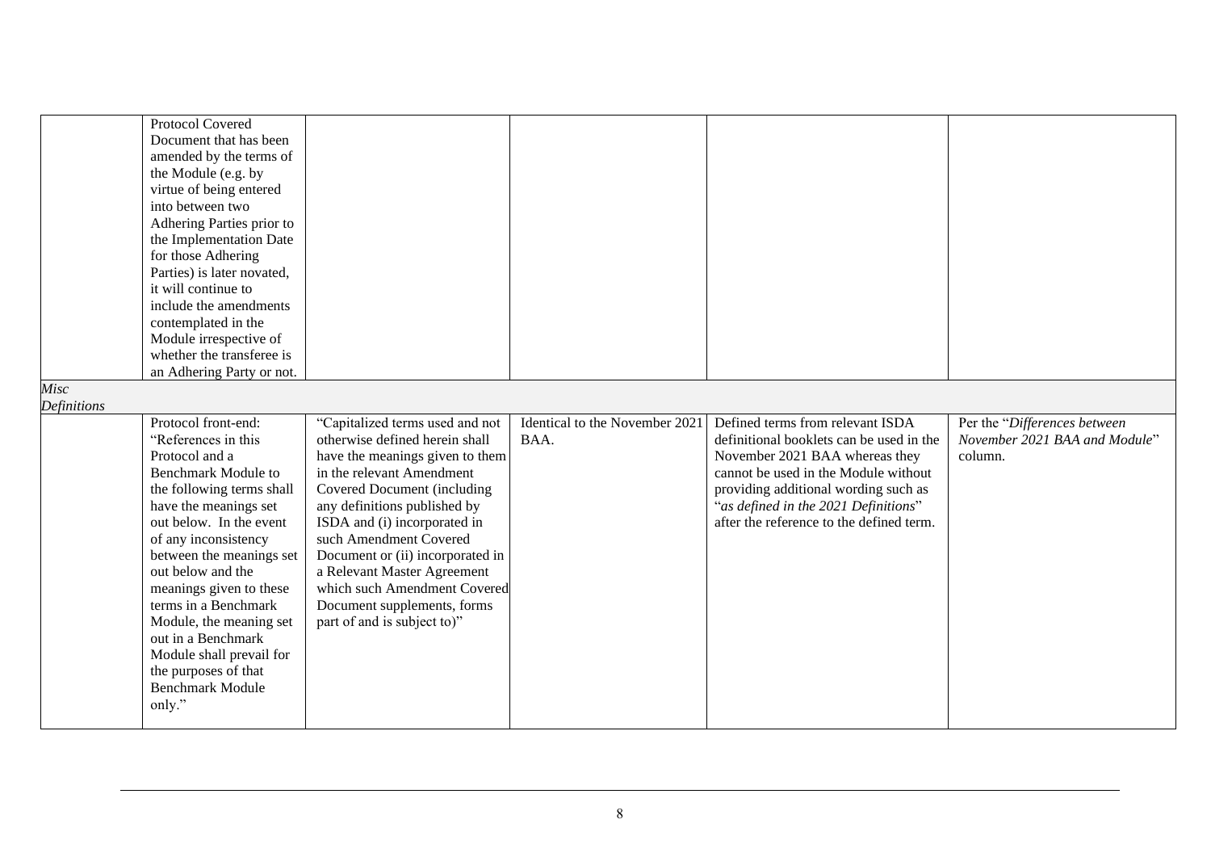| | | | | | |
|---|---|---|---|---|---|
| | Protocol Covered Document that has been amended by the terms of the Module (e.g. by virtue of being entered into between two Adhering Parties prior to the Implementation Date for those Adhering Parties) is later novated, it will continue to include the amendments contemplated in the Module irrespective of whether the transferee is an Adhering Party or not. | | | | |
| *Misc Definitions* | | | | | |
| | Protocol front-end: "References in this Protocol and a Benchmark Module to the following terms shall have the meanings set out below. In the event of any inconsistency between the meanings set out below and the meanings given to these terms in a Benchmark Module, the meaning set out in a Benchmark Module shall prevail for the purposes of that Benchmark Module only." | "Capitalized terms used and not otherwise defined herein shall have the meanings given to them in the relevant Amendment Covered Document (including any definitions published by ISDA and (i) incorporated in such Amendment Covered Document or (ii) incorporated in a Relevant Master Agreement which such Amendment Covered Document supplements, forms part of and is subject to)" | Identical to the November 2021 BAA. | Defined terms from relevant ISDA definitional booklets can be used in the November 2021 BAA whereas they cannot be used in the Module without providing additional wording such as "*as defined in the 2021 Definitions*" after the reference to the defined term. | Per the "*Differences between November 2021 BAA and Module*" column. |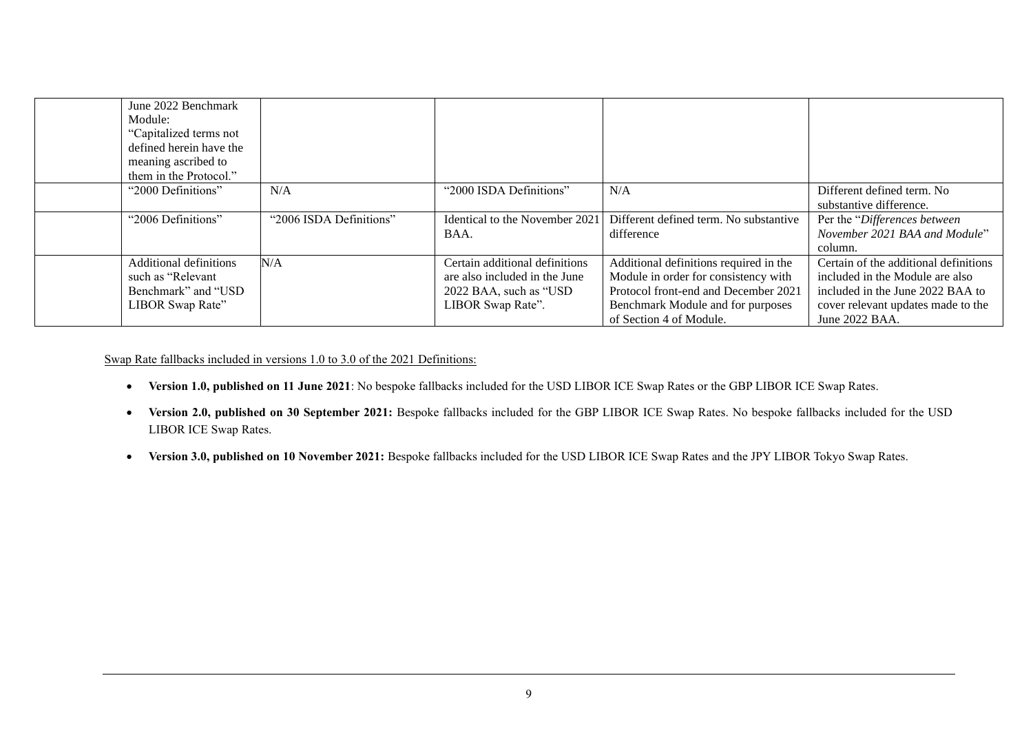| | | | | | |
|---|---|---|---|---|---|
| | June 2022 Benchmark Module: "Capitalized terms not defined herein have the meaning ascribed to them in the Protocol." | | | | |
| | "2000 Definitions" | N/A | "2000 ISDA Definitions" | N/A | Different defined term. No substantive difference. |
| | "2006 Definitions" | "2006 ISDA Definitions" | Identical to the November 2021 BAA. | Different defined term. No substantive difference | Per the "*Differences between November 2021 BAA and Module*" column. |
| | Additional definitions such as "Relevant Benchmark" and "USD LIBOR Swap Rate" | N/A | Certain additional definitions are also included in the June 2022 BAA, such as "USD LIBOR Swap Rate". | Additional definitions required in the Module in order for consistency with Protocol front-end and December 2021 Benchmark Module and for purposes of Section 4 of Module. | Certain of the additional definitions included in the Module are also included in the June 2022 BAA to cover relevant updates made to the June 2022 BAA. |

<u>Swap Rate fallbacks included in versions 1.0 to 3.0 of the 2021 Definitions:</u>

- **Version 1.0, published on 11 June 2021**: No bespoke fallbacks included for the USD LIBOR ICE Swap Rates or the GBP LIBOR ICE Swap Rates.
- **Version 2.0, published on 30 September 2021:** Bespoke fallbacks included for the GBP LIBOR ICE Swap Rates. No bespoke fallbacks included for the USD LIBOR ICE Swap Rates.
- **Version 3.0, published on 10 November 2021:** Bespoke fallbacks included for the USD LIBOR ICE Swap Rates and the JPY LIBOR Tokyo Swap Rates.